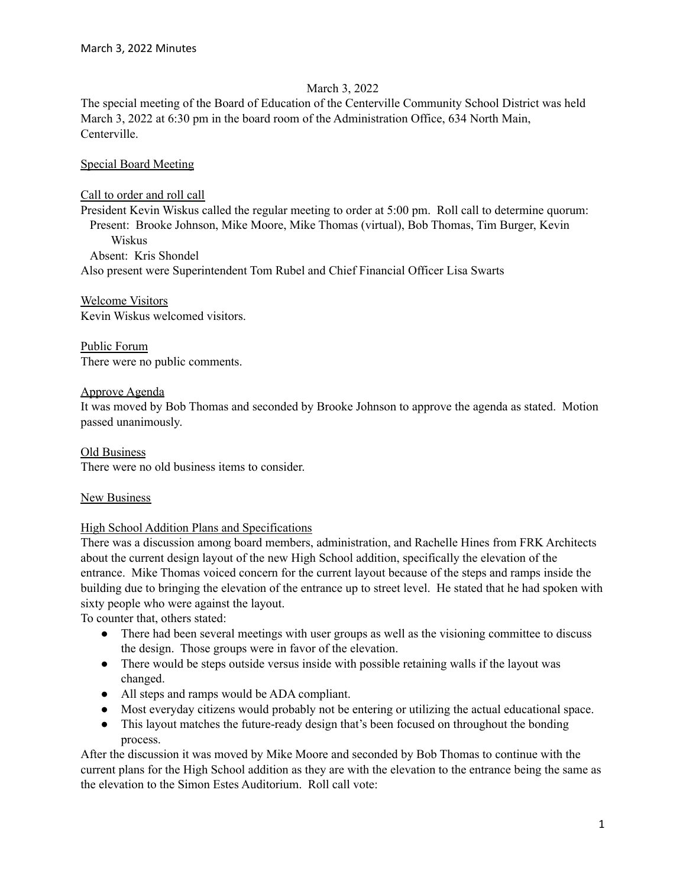March 3, 2022

The special meeting of the Board of Education of the Centerville Community School District was held March 3, 2022 at 6:30 pm in the board room of the Administration Office, 634 North Main, Centerville.

Special Board Meeting

Call to order and roll call

President Kevin Wiskus called the regular meeting to order at 5:00 pm. Roll call to determine quorum:

Present: Brooke Johnson, Mike Moore, Mike Thomas (virtual), Bob Thomas, Tim Burger, Kevin Wiskus

Absent: Kris Shondel

Also present were Superintendent Tom Rubel and Chief Financial Officer Lisa Swarts

Welcome Visitors

Kevin Wiskus welcomed visitors.

Public Forum

There were no public comments.

Approve Agenda

It was moved by Bob Thomas and seconded by Brooke Johnson to approve the agenda as stated. Motion passed unanimously.

Old Business

There were no old business items to consider.

New Business

High School Addition Plans and Specifications

There was a discussion among board members, administration, and Rachelle Hines from FRK Architects about the current design layout of the new High School addition, specifically the elevation of the entrance. Mike Thomas voiced concern for the current layout because of the steps and ramps inside the building due to bringing the elevation of the entrance up to street level. He stated that he had spoken with sixty people who were against the layout.

To counter that, others stated:

- There had been several meetings with user groups as well as the visioning committee to discuss the design. Those groups were in favor of the elevation.
- There would be steps outside versus inside with possible retaining walls if the layout was changed.
- All steps and ramps would be ADA compliant.
- Most everyday citizens would probably not be entering or utilizing the actual educational space.
- This layout matches the future-ready design that's been focused on throughout the bonding process.

After the discussion it was moved by Mike Moore and seconded by Bob Thomas to continue with the current plans for the High School addition as they are with the elevation to the entrance being the same as the elevation to the Simon Estes Auditorium. Roll call vote: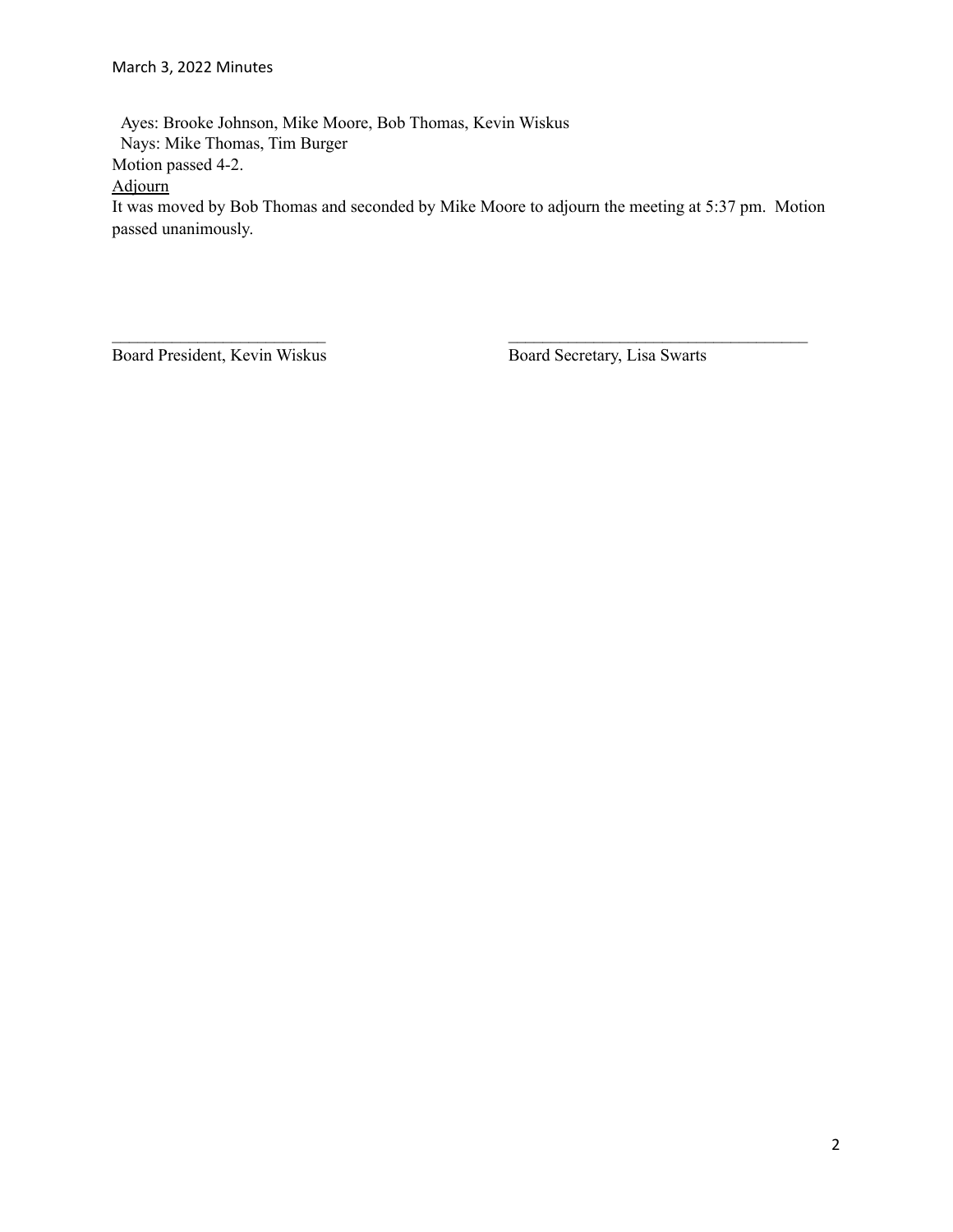Ayes: Brooke Johnson, Mike Moore, Bob Thomas, Kevin Wiskus
Nays: Mike Thomas, Tim Burger
Motion passed 4-2.

Adjourn

It was moved by Bob Thomas and seconded by Mike Moore to adjourn the meeting at 5:37 pm. Motion passed unanimously.

_________________________ _____________________________________

Board President, Kevin Wiskus Board Secretary, Lisa Swarts